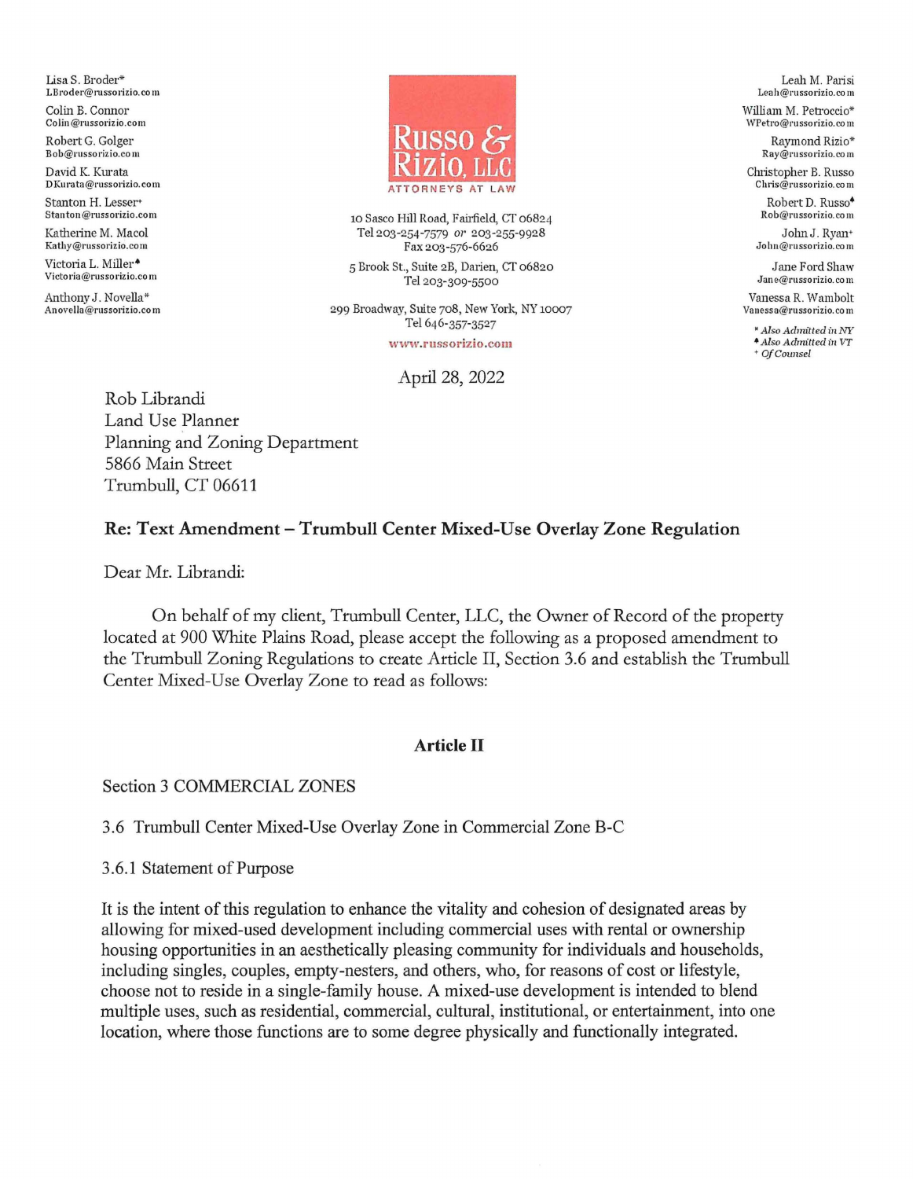Lisa S. Broder*
LBroder@russorizio.com

Colin B. Connor
Colin@russorizio.com

Robert G. Golger
Bob@russorizio.com

David K. Kurata
DKurata@russorizio.com

Stanton H. Lesser+
Stanton@russorizio.com

Katherine M. Macol
Kathy@russorizio.com

Victoria L. Miller♠
Victoria@russorizio.com

Anthony J. Novella*
Anovella@russorizio.com

**Russo & Rizio, LLC**
ATTORNEYS AT LAW

10 Sasco Hill Road, Fairfield, CT 06824
Tel 203-254-7579 *or* 203-255-9928
Fax 203-576-6626

5 Brook St., Suite 2B, Darien, CT 06820
Tel 203-309-5500

299 Broadway, Suite 708, New York, NY 10007
Tel 646-357-3527

www.russorizio.com

Leah M. Parisi
Leah@russorizio.com

William M. Petroccio*
WPetro@russorizio.com

Raymond Rizio*
Ray@russorizio.com

Christopher B. Russo
Chris@russorizio.com

Robert D. Russo♠
Rob@russorizio.com

John J. Ryan+
John@russorizio.com

Jane Ford Shaw
Jane@russorizio.com

Vanessa R. Wambolt
Vanessa@russorizio.com

*\* Also Admitted in NY*
*♠ Also Admitted in VT*
*+ Of Counsel*

April 28, 2022

Rob Librandi
Land Use Planner
Planning and Zoning Department
5866 Main Street
Trumbull, CT 06611

**Re: Text Amendment – Trumbull Center Mixed-Use Overlay Zone Regulation**

Dear Mr. Librandi:

On behalf of my client, Trumbull Center, LLC, the Owner of Record of the property located at 900 White Plains Road, please accept the following as a proposed amendment to the Trumbull Zoning Regulations to create Article II, Section 3.6 and establish the Trumbull Center Mixed-Use Overlay Zone to read as follows:

## Article II

Section 3 COMMERCIAL ZONES

3.6 Trumbull Center Mixed-Use Overlay Zone in Commercial Zone B-C

3.6.1 Statement of Purpose

It is the intent of this regulation to enhance the vitality and cohesion of designated areas by allowing for mixed-used development including commercial uses with rental or ownership housing opportunities in an aesthetically pleasing community for individuals and households, including singles, couples, empty-nesters, and others, who, for reasons of cost or lifestyle, choose not to reside in a single-family house. A mixed-use development is intended to blend multiple uses, such as residential, commercial, cultural, institutional, or entertainment, into one location, where those functions are to some degree physically and functionally integrated.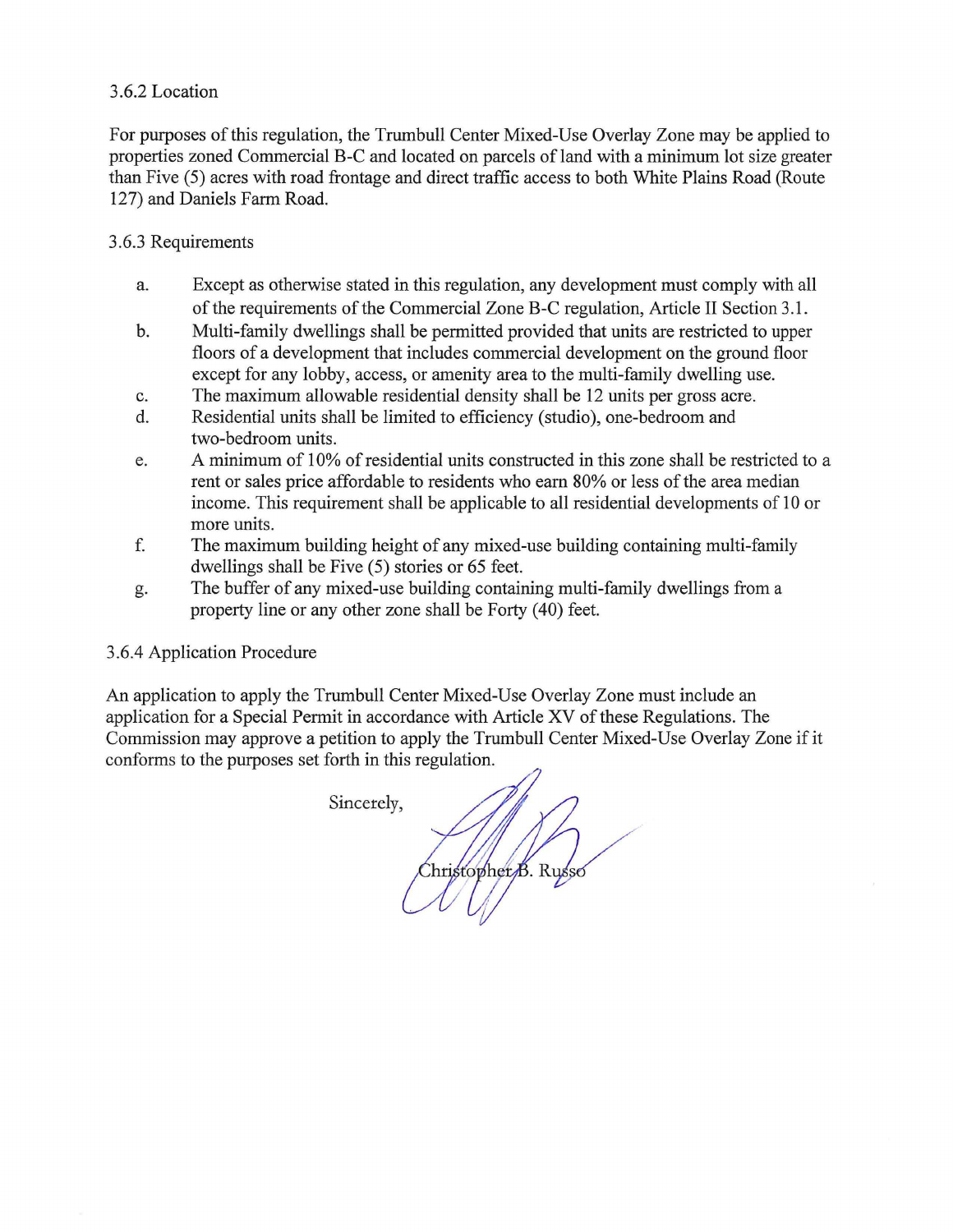### 3.6.2 Location

For purposes of this regulation, the Trumbull Center Mixed-Use Overlay Zone may be applied to properties zoned Commercial B-C and located on parcels of land with a minimum lot size greater than Five (5) acres with road frontage and direct traffic access to both White Plains Road (Route 127) and Daniels Farm Road.

### 3.6.3 Requirements

a. Except as otherwise stated in this regulation, any development must comply with all of the requirements of the Commercial Zone B-C regulation, Article II Section 3.1.

b. Multi-family dwellings shall be permitted provided that units are restricted to upper floors of a development that includes commercial development on the ground floor except for any lobby, access, or amenity area to the multi-family dwelling use.

c. The maximum allowable residential density shall be 12 units per gross acre.

d. Residential units shall be limited to efficiency (studio), one-bedroom and two-bedroom units.

e. A minimum of 10% of residential units constructed in this zone shall be restricted to a rent or sales price affordable to residents who earn 80% or less of the area median income. This requirement shall be applicable to all residential developments of 10 or more units.

f. The maximum building height of any mixed-use building containing multi-family dwellings shall be Five (5) stories or 65 feet.

g. The buffer of any mixed-use building containing multi-family dwellings from a property line or any other zone shall be Forty (40) feet.

### 3.6.4 Application Procedure

An application to apply the Trumbull Center Mixed-Use Overlay Zone must include an application for a Special Permit in accordance with Article XV of these Regulations. The Commission may approve a petition to apply the Trumbull Center Mixed-Use Overlay Zone if it conforms to the purposes set forth in this regulation.

Sincerely,

Christopher B. Russo